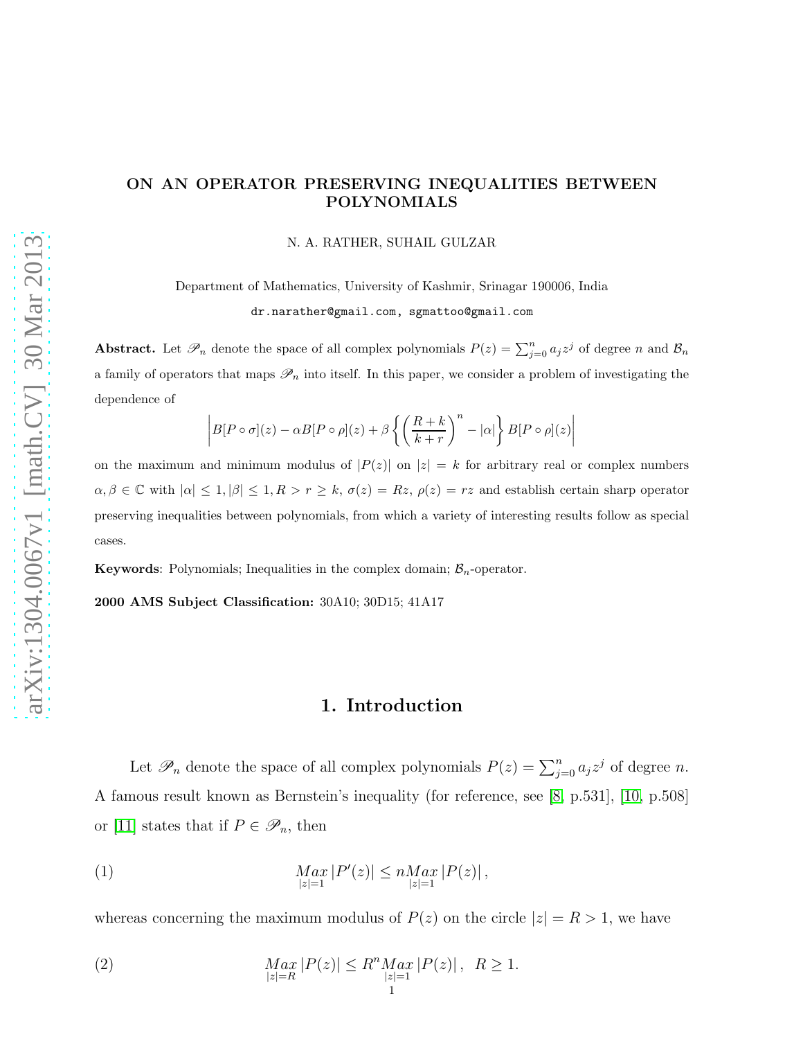# ON AN OPERATOR PRESERVING INEQUALITIES BETWEEN POLYNOMIALS

N. A. RATHER, SUHAIL GULZAR

Department of Mathematics, University of Kashmir, Srinagar 190006, India

dr.narather@gmail.com, sgmattoo@gmail.com

**Abstract.** Let $\mathscr{P}_n$ denote the space of all complex polynomials $P(z)=\sum_{j=0}^{n} a_j z^j$ of degree $n$ and $\mathcal{B}_n$ a family of operators that maps $\mathscr{P}_n$ into itself. In this paper, we consider a problem of investigating the dependence of

$$\left|B[P\circ\sigma](z)-\alpha B[P\circ\rho](z)+\beta\left\{\left(\frac{R+k}{k+r}\right)^n-|\alpha|\right\}B[P\circ\rho](z)\right|$$

on the maximum and minimum modulus of $|P(z)|$ on $|z|=k$ for arbitrary real or complex numbers $\alpha,\beta\in\mathbb{C}$ with $|\alpha|\leq 1,|\beta|\leq 1, R>r\geq k$, $\sigma(z)=Rz$, $\rho(z)=rz$ and establish certain sharp operator preserving inequalities between polynomials, from which a variety of interesting results follow as special cases.

**Keywords**: Polynomials; Inequalities in the complex domain; $\mathcal{B}_n$-operator.

**2000 AMS Subject Classification:** 30A10; 30D15; 41A17

## 1. Introduction

Let $\mathscr{P}_n$ denote the space of all complex polynomials $P(z)=\sum_{j=0}^{n} a_j z^j$ of degree $n$. A famous result known as Bernstein's inequality (for reference, see [8, p.531], [10, p.508] or [11] states that if $P\in\mathscr{P}_n$, then

$$\underset{|z|=1}{Max}\left|P'(z)\right|\leq n\underset{|z|=1}{Max}\left|P(z)\right|, \tag{1}$$

whereas concerning the maximum modulus of $P(z)$ on the circle $|z|=R>1$, we have

$$\underset{|z|=R}{Max}\left|P(z)\right|\leq R^n\underset{|z|=1}{Max}\left|P(z)\right|,\ \ R\geq 1. \tag{2}$$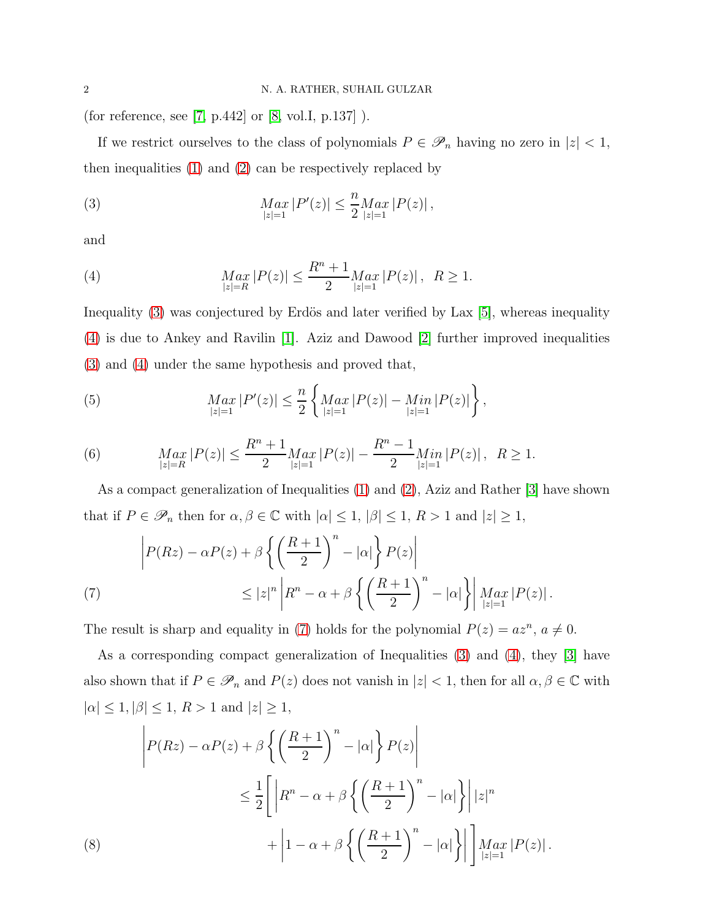(for reference, see [7, p.442] or [8, vol.I, p.137] ).

If we restrict ourselves to the class of polynomials $P \in \mathscr{P}_n$ having no zero in $|z| < 1$, then inequalities (1) and (2) can be respectively replaced by

$$\underset{|z|=1}{Max} |P'(z)| \leq \frac{n}{2} \underset{|z|=1}{Max} |P(z)|, \tag{3}$$

and

$$\underset{|z|=R}{Max} |P(z)| \leq \frac{R^n + 1}{2} \underset{|z|=1}{Max} |P(z)|, \;\; R \geq 1. \tag{4}$$

Inequality (3) was conjectured by Erdös and later verified by Lax [5], whereas inequality (4) is due to Ankey and Ravilin [1]. Aziz and Dawood [2] further improved inequalities (3) and (4) under the same hypothesis and proved that,

$$\underset{|z|=1}{Max} |P'(z)| \leq \frac{n}{2} \left\{ \underset{|z|=1}{Max} |P(z)| - \underset{|z|=1}{Min} |P(z)| \right\}, \tag{5}$$

$$\underset{|z|=R}{Max} |P(z)| \leq \frac{R^n + 1}{2} \underset{|z|=1}{Max} |P(z)| - \frac{R^n - 1}{2} \underset{|z|=1}{Min} |P(z)|, \;\; R \geq 1. \tag{6}$$

As a compact generalization of Inequalities (1) and (2), Aziz and Rather [3] have shown that if $P \in \mathscr{P}_n$ then for $\alpha, \beta \in \mathbb{C}$ with $|\alpha| \leq 1$, $|\beta| \leq 1$, $R > 1$ and $|z| \geq 1$,

$$\begin{aligned} &\left| P(Rz) - \alpha P(z) + \beta \left\{ \left( \frac{R+1}{2} \right)^n - |\alpha| \right\} P(z) \right| \\ &\qquad\qquad \leq |z|^n \left| R^n - \alpha + \beta \left\{ \left( \frac{R+1}{2} \right)^n - |\alpha| \right\} \right| \underset{|z|=1}{Max} |P(z)|. \end{aligned} \tag{7}$$

The result is sharp and equality in (7) holds for the polynomial $P(z) = az^n$, $a \neq 0$.

As a corresponding compact generalization of Inequalities (3) and (4), they [3] have also shown that if $P \in \mathscr{P}_n$ and $P(z)$ does not vanish in $|z| < 1$, then for all $\alpha, \beta \in \mathbb{C}$ with $|\alpha| \leq 1, |\beta| \leq 1$, $R > 1$ and $|z| \geq 1$,

$$\begin{aligned} &\left| P(Rz) - \alpha P(z) + \beta \left\{ \left( \frac{R+1}{2} \right)^n - |\alpha| \right\} P(z) \right| \\ &\qquad \leq \frac{1}{2} \Bigg[ \left| R^n - \alpha + \beta \left\{ \left( \frac{R+1}{2} \right)^n - |\alpha| \right\} \right| |z|^n \\ &\qquad\qquad + \left| 1 - \alpha + \beta \left\{ \left( \frac{R+1}{2} \right)^n - |\alpha| \right\} \right| \Bigg] \underset{|z|=1}{Max} |P(z)|. \end{aligned} \tag{8}$$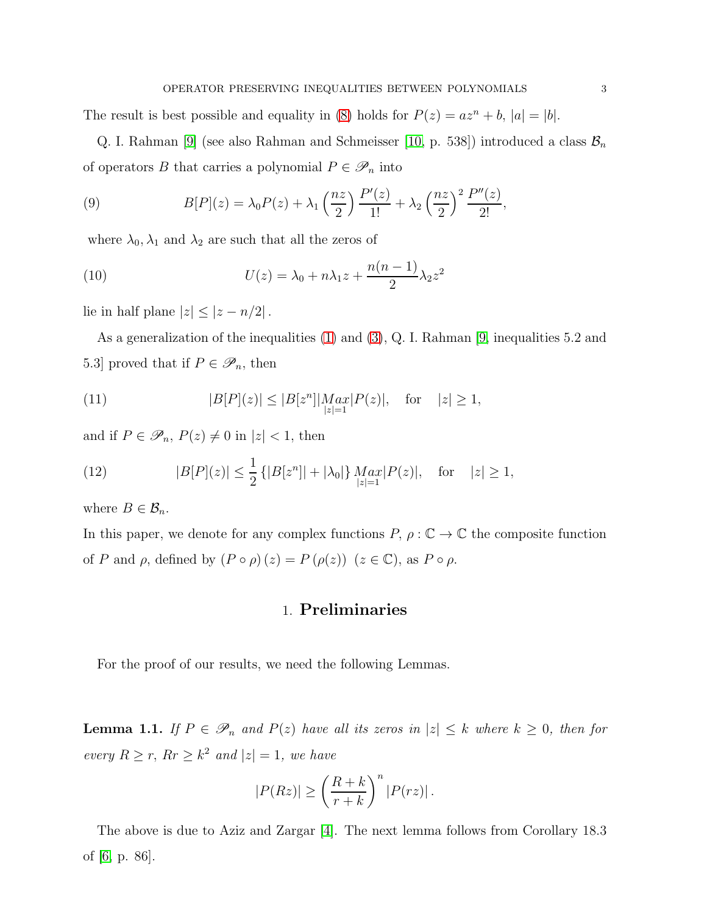The result is best possible and equality in (8) holds for $P(z) = az^n + b$, $|a| = |b|$.

Q. I. Rahman [9] (see also Rahman and Schmeisser [10, p. 538]) introduced a class $\mathcal{B}_n$ of operators $B$ that carries a polynomial $P \in \mathscr{P}_n$ into

$$B[P](z) = \lambda_0 P(z) + \lambda_1 \left(\frac{nz}{2}\right) \frac{P'(z)}{1!} + \lambda_2 \left(\frac{nz}{2}\right)^2 \frac{P''(z)}{2!}, \tag{9}$$

where $\lambda_0, \lambda_1$ and $\lambda_2$ are such that all the zeros of

$$U(z) = \lambda_0 + n\lambda_1 z + \frac{n(n-1)}{2}\lambda_2 z^2 \tag{10}$$

lie in half plane $|z| \leq |z - n/2|$.

As a generalization of the inequalities (1) and (3), Q. I. Rahman [9, inequalities 5.2 and 5.3] proved that if $P \in \mathscr{P}_n$, then

$$|B[P](z)| \leq |B[z^n]| \underset{|z|=1}{Max} |P(z)|, \quad \text{for} \quad |z| \geq 1, \tag{11}$$

and if $P \in \mathscr{P}_n$, $P(z) \neq 0$ in $|z| < 1$, then

$$|B[P](z)| \leq \frac{1}{2}\left\{|B[z^n]| + |\lambda_0|\right\} \underset{|z|=1}{Max} |P(z)|, \quad \text{for} \quad |z| \geq 1, \tag{12}$$

where $B \in \mathcal{B}_n$.

In this paper, we denote for any complex functions $P$, $\rho : \mathbb{C} \to \mathbb{C}$ the composite function of $P$ and $\rho$, defined by $(P \circ \rho)(z) = P(\rho(z))$ $(z \in \mathbb{C})$, as $P \circ \rho$.

## 1. **Preliminaries**

For the proof of our results, we need the following Lemmas.

**Lemma 1.1.** *If $P \in \mathscr{P}_n$ and $P(z)$ have all its zeros in $|z| \leq k$ where $k \geq 0$, then for every $R \geq r$, $Rr \geq k^2$ and $|z| = 1$, we have*

$$|P(Rz)| \geq \left(\frac{R+k}{r+k}\right)^n |P(rz)|.$$

The above is due to Aziz and Zargar [4]. The next lemma follows from Corollary 18.3 of [6, p. 86].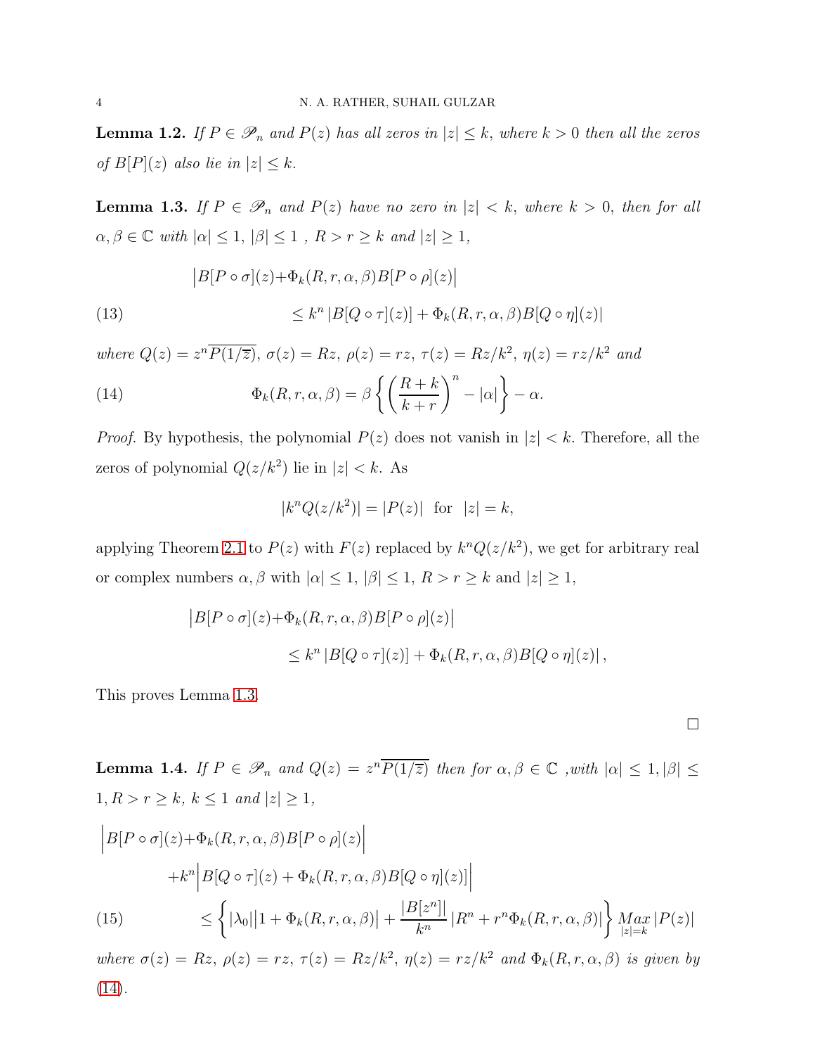**Lemma 1.2.** *If $P \in \mathscr{P}_n$ and $P(z)$ has all zeros in $|z| \leq k$, where $k > 0$ then all the zeros of $B[P](z)$ also lie in $|z| \leq k$.*

**Lemma 1.3.** *If $P \in \mathscr{P}_n$ and $P(z)$ have no zero in $|z| < k$, where $k > 0$, then for all $\alpha, \beta \in \mathbb{C}$ with $|\alpha| \leq 1$, $|\beta| \leq 1$ , $R > r \geq k$ and $|z| \geq 1$,*

$$\begin{aligned} &\left|B[P \circ \sigma](z) + \Phi_k(R, r, \alpha, \beta) B[P \circ \rho](z)\right| \\ &\qquad\qquad \leq k^n \left|B[Q \circ \tau](z)\right] + \Phi_k(R, r, \alpha, \beta) B[Q \circ \eta](z)| \end{aligned} \tag{13}$$

*where $Q(z) = z^n \overline{P(1/\overline{z})}$, $\sigma(z) = Rz$, $\rho(z) = rz$, $\tau(z) = Rz/k^2$, $\eta(z) = rz/k^2$ and*

$$\Phi_k(R, r, \alpha, \beta) = \beta \left\{ \left( \frac{R+k}{k+r} \right)^n - |\alpha| \right\} - \alpha. \tag{14}$$

*Proof.* By hypothesis, the polynomial $P(z)$ does not vanish in $|z| < k$. Therefore, all the zeros of polynomial $Q(z/k^2)$ lie in $|z| < k$. As

$$|k^n Q(z/k^2)| = |P(z)| \quad \text{for} \quad |z| = k,$$

applying Theorem 2.1 to $P(z)$ with $F(z)$ replaced by $k^n Q(z/k^2)$, we get for arbitrary real or complex numbers $\alpha, \beta$ with $|\alpha| \leq 1$, $|\beta| \leq 1$, $R > r \geq k$ and $|z| \geq 1$,

$$\begin{aligned} &\left|B[P \circ \sigma](z) + \Phi_k(R, r, \alpha, \beta) B[P \circ \rho](z)\right| \\ &\qquad\qquad \leq k^n \left|B[Q \circ \tau](z)\right] + \Phi_k(R, r, \alpha, \beta) B[Q \circ \eta](z)|, \end{aligned}$$

This proves Lemma 1.3.

$\square$

**Lemma 1.4.** *If $P \in \mathscr{P}_n$ and $Q(z) = z^n \overline{P(1/\overline{z})}$ then for $\alpha, \beta \in \mathbb{C}$ ,with $|\alpha| \leq 1, |\beta| \leq 1, R > r \geq k$, $k \leq 1$ and $|z| \geq 1$,*

$$\begin{aligned} &\Big|B[P \circ \sigma](z) + \Phi_k(R, r, \alpha, \beta) B[P \circ \rho](z)\Big| \\ &\qquad + k^n \Big|B[Q \circ \tau](z) + \Phi_k(R, r, \alpha, \beta) B[Q \circ \eta](z)]\Big| \\ &\qquad\qquad \leq \left\{ |\lambda_0| \big|1 + \Phi_k(R, r, \alpha, \beta)\big| + \frac{|B[z^n]|}{k^n} \left|R^n + r^n \Phi_k(R, r, \alpha, \beta)\right| \right\} \underset{|z|=k}{Max} |P(z)| \end{aligned} \tag{15}$$

*where $\sigma(z) = Rz$, $\rho(z) = rz$, $\tau(z) = Rz/k^2$, $\eta(z) = rz/k^2$ and $\Phi_k(R, r, \alpha, \beta)$ is given by* (14).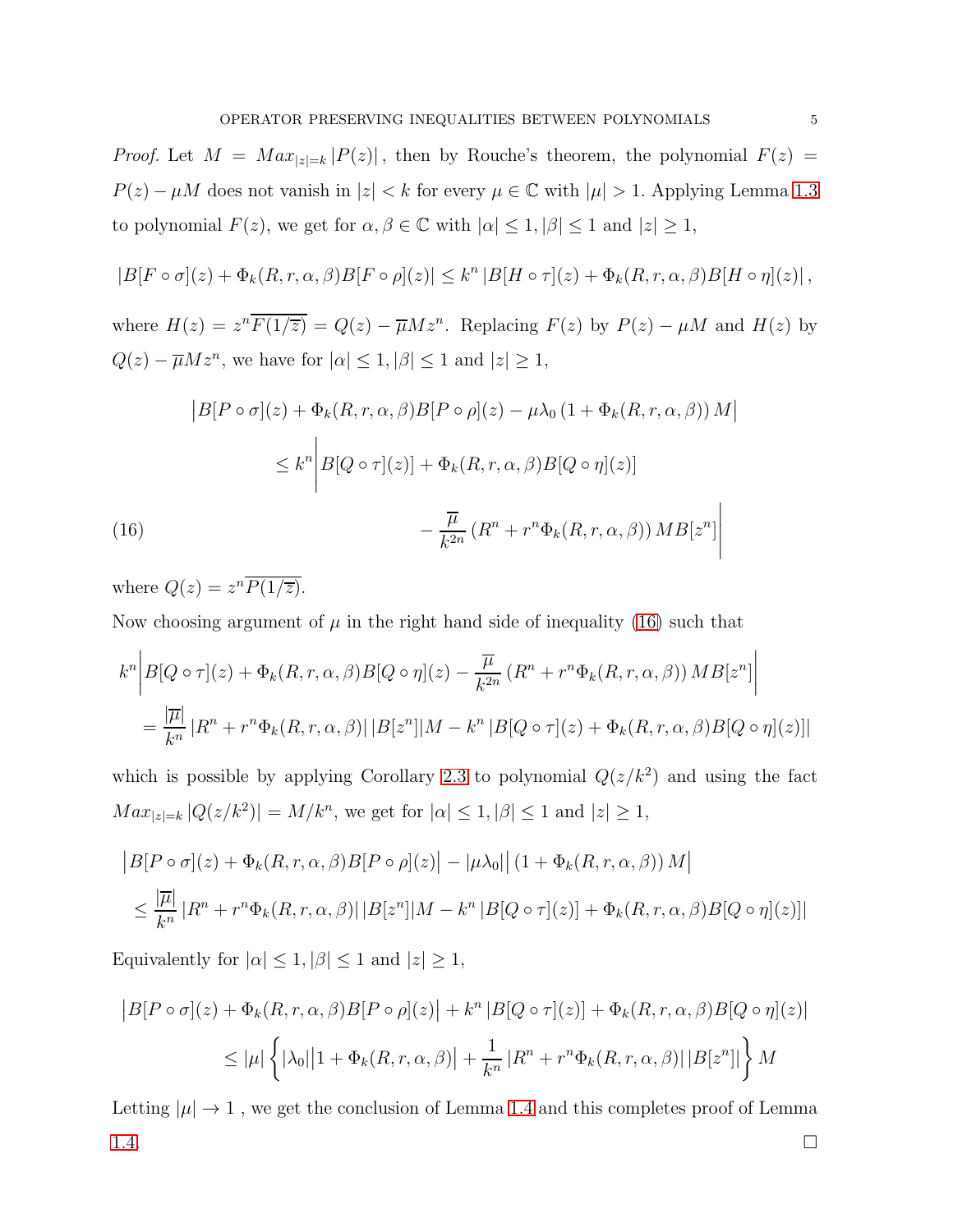*Proof.* Let $M = Max_{|z|=k}|P(z)|$, then by Rouche's theorem, the polynomial $F(z) = P(z) - \mu M$ does not vanish in $|z| < k$ for every $\mu \in \mathbb{C}$ with $|\mu| > 1$. Applying Lemma 1.3 to polynomial $F(z)$, we get for $\alpha, \beta \in \mathbb{C}$ with $|\alpha| \leq 1, |\beta| \leq 1$ and $|z| \geq 1$,

$$|B[F\circ\sigma](z) + \Phi_k(R,r,\alpha,\beta)B[F\circ\rho](z)| \leq k^n |B[H\circ\tau](z) + \Phi_k(R,r,\alpha,\beta)B[H\circ\eta](z)|,$$

where $H(z) = z^n\overline{F(1/\overline{z})} = Q(z) - \overline{\mu}Mz^n$. Replacing $F(z)$ by $P(z) - \mu M$ and $H(z)$ by $Q(z) - \overline{\mu}Mz^n$, we have for $|\alpha| \leq 1, |\beta| \leq 1$ and $|z| \geq 1$,

$$\begin{aligned}
&\left|B[P\circ\sigma](z) + \Phi_k(R,r,\alpha,\beta)B[P\circ\rho](z) - \mu\lambda_0\left(1 + \Phi_k(R,r,\alpha,\beta)\right)M\right| \\
&\leq k^n\Bigg|B[Q\circ\tau](z)] + \Phi_k(R,r,\alpha,\beta)B[Q\circ\eta](z)] \\
&\qquad - \frac{\overline{\mu}}{k^{2n}}\left(R^n + r^n\Phi_k(R,r,\alpha,\beta)\right)MB[z^n]\Bigg| \qquad (16)
\end{aligned}$$

where $Q(z) = z^n\overline{P(1/\overline{z})}$.

Now choosing argument of $\mu$ in the right hand side of inequality (16) such that

$$\begin{aligned}
&k^n\left|B[Q\circ\tau](z) + \Phi_k(R,r,\alpha,\beta)B[Q\circ\eta](z) - \frac{\overline{\mu}}{k^{2n}}\left(R^n + r^n\Phi_k(R,r,\alpha,\beta)\right)MB[z^n]\right| \\
&= \frac{|\overline{\mu}|}{k^n}\left|R^n + r^n\Phi_k(R,r,\alpha,\beta)\right||B[z^n]|M - k^n\left|B[Q\circ\tau](z) + \Phi_k(R,r,\alpha,\beta)B[Q\circ\eta](z)]\right|
\end{aligned}$$

which is possible by applying Corollary 2.3 to polynomial $Q(z/k^2)$ and using the fact $Max_{|z|=k}|Q(z/k^2)| = M/k^n$, we get for $|\alpha| \leq 1, |\beta| \leq 1$ and $|z| \geq 1$,

$$\begin{aligned}
&\left|B[P\circ\sigma](z) + \Phi_k(R,r,\alpha,\beta)B[P\circ\rho](z)\right| - |\mu\lambda_0|\left|\left(1 + \Phi_k(R,r,\alpha,\beta)\right)M\right| \\
&\leq \frac{|\overline{\mu}|}{k^n}\left|R^n + r^n\Phi_k(R,r,\alpha,\beta)\right||B[z^n]|M - k^n\left|B[Q\circ\tau](z)] + \Phi_k(R,r,\alpha,\beta)B[Q\circ\eta](z)]\right|
\end{aligned}$$

Equivalently for $|\alpha| \leq 1, |\beta| \leq 1$ and $|z| \geq 1$,

$$\begin{aligned}
&\left|B[P\circ\sigma](z) + \Phi_k(R,r,\alpha,\beta)B[P\circ\rho](z)\right| + k^n\left|B[Q\circ\tau](z)] + \Phi_k(R,r,\alpha,\beta)B[Q\circ\eta](z)\right| \\
&\leq |\mu|\left\{|\lambda_0|\left|1 + \Phi_k(R,r,\alpha,\beta)\right| + \frac{1}{k^n}\left|R^n + r^n\Phi_k(R,r,\alpha,\beta)\right||B[z^n]|\right\}M
\end{aligned}$$

Letting $|\mu| \to 1$, we get the conclusion of Lemma 1.4 and this completes proof of Lemma 1.4. $\square$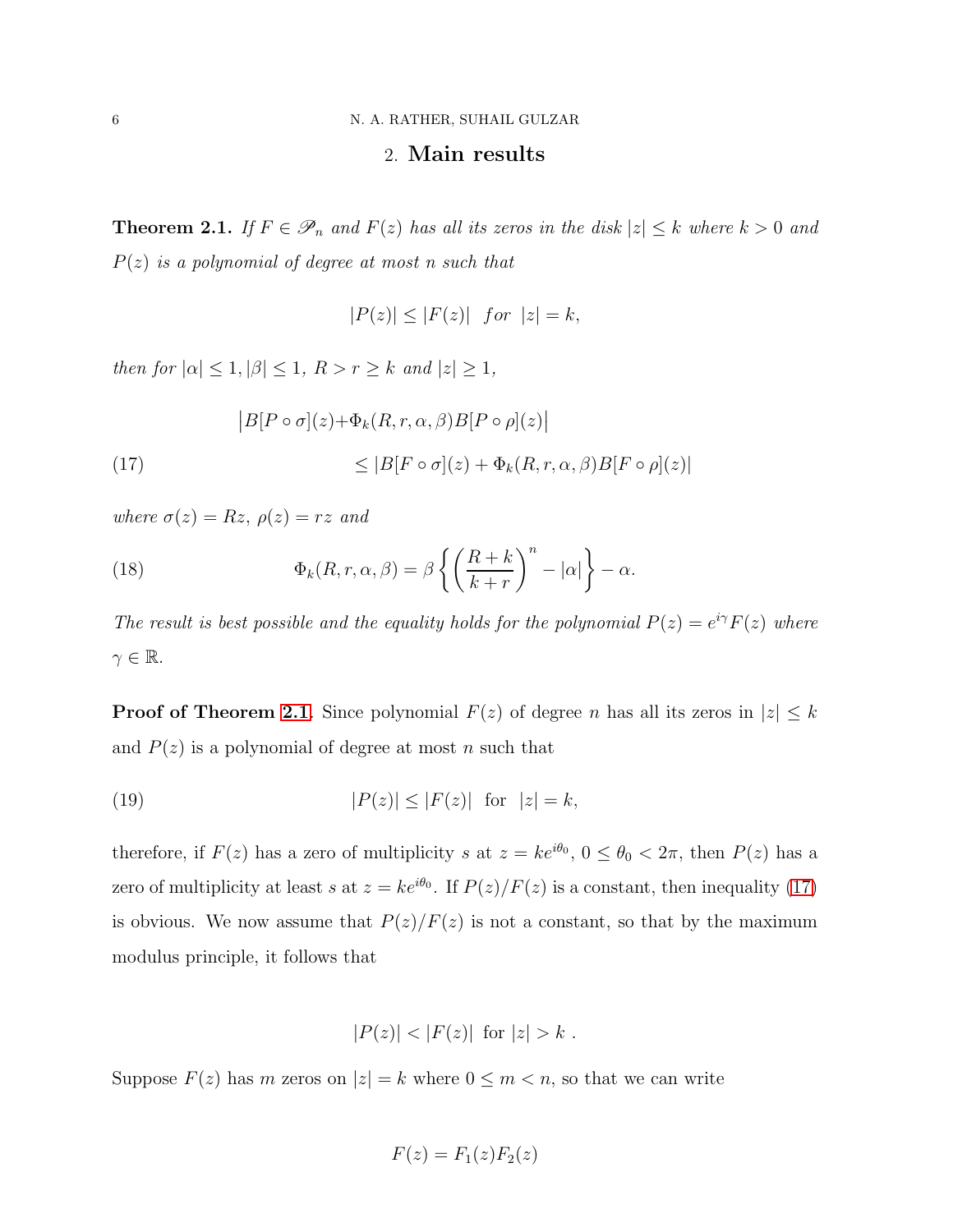## 2. **Main results**

**Theorem 2.1.** *If $F \in \mathscr{P}_n$ and $F(z)$ has all its zeros in the disk $|z| \leq k$ where $k > 0$ and $P(z)$ is a polynomial of degree at most $n$ such that*

$$|P(z)| \leq |F(z)| \quad for \quad |z| = k,$$

*then for $|\alpha| \leq 1, |\beta| \leq 1$, $R > r \geq k$ and $|z| \geq 1$,*

$$\begin{aligned} \big|B[P\circ\sigma](z) + &\Phi_k(R,r,\alpha,\beta)B[P\circ\rho](z)\big| \\ &\leq |B[F\circ\sigma](z) + \Phi_k(R,r,\alpha,\beta)B[F\circ\rho](z)| \end{aligned} \tag{17}$$

*where $\sigma(z) = Rz$, $\rho(z) = rz$ and*

$$\Phi_k(R,r,\alpha,\beta) = \beta\left\{\left(\frac{R+k}{k+r}\right)^n - |\alpha|\right\} - \alpha. \tag{18}$$

*The result is best possible and the equality holds for the polynomial $P(z) = e^{i\gamma}F(z)$ where $\gamma \in \mathbb{R}$.*

**Proof of Theorem 2.1.** Since polynomial $F(z)$ of degree $n$ has all its zeros in $|z| \leq k$ and $P(z)$ is a polynomial of degree at most $n$ such that

$$|P(z)| \leq |F(z)| \quad \text{for} \quad |z| = k, \tag{19}$$

therefore, if $F(z)$ has a zero of multiplicity $s$ at $z = ke^{i\theta_0}$, $0 \leq \theta_0 < 2\pi$, then $P(z)$ has a zero of multiplicity at least $s$ at $z = ke^{i\theta_0}$. If $P(z)/F(z)$ is a constant, then inequality (17) is obvious. We now assume that $P(z)/F(z)$ is not a constant, so that by the maximum modulus principle, it follows that

$$|P(z)| < |F(z)| \text{ for } |z| > k\ .$$

Suppose $F(z)$ has $m$ zeros on $|z| = k$ where $0 \leq m < n$, so that we can write

$$F(z) = F_1(z)F_2(z)$$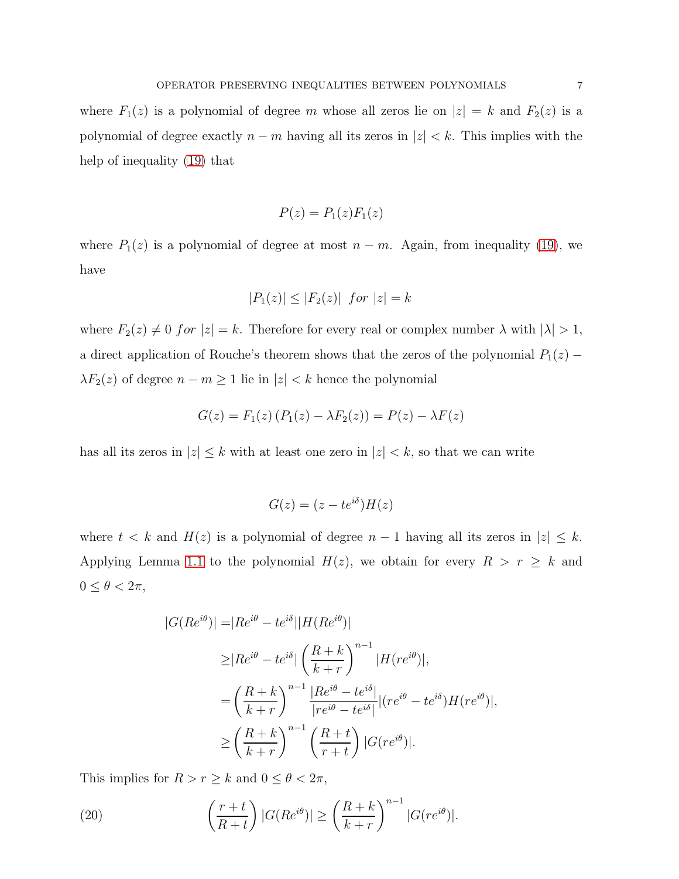where $F_1(z)$ is a polynomial of degree $m$ whose all zeros lie on $|z| = k$ and $F_2(z)$ is a polynomial of degree exactly $n - m$ having all its zeros in $|z| < k$. This implies with the help of inequality (19) that

$$P(z) = P_1(z)F_1(z)$$

where $P_1(z)$ is a polynomial of degree at most $n - m$. Again, from inequality (19), we have

$$|P_1(z)| \leq |F_2(z)| \ \ for \ |z| = k$$

where $F_2(z) \neq 0 \ for \ |z| = k$. Therefore for every real or complex number $\lambda$ with $|\lambda| > 1$, a direct application of Rouche's theorem shows that the zeros of the polynomial $P_1(z) - \lambda F_2(z)$ of degree $n - m \geq 1$ lie in $|z| < k$ hence the polynomial

$$G(z) = F_1(z) \left(P_1(z) - \lambda F_2(z)\right) = P(z) - \lambda F(z)$$

has all its zeros in $|z| \leq k$ with at least one zero in $|z| < k$, so that we can write

$$G(z) = (z - te^{i\delta})H(z)$$

where $t < k$ and $H(z)$ is a polynomial of degree $n - 1$ having all its zeros in $|z| \leq k$. Applying Lemma 1.1 to the polynomial $H(z)$, we obtain for every $R > r \geq k$ and $0 \leq \theta < 2\pi$,

$$\begin{aligned}
|G(Re^{i\theta})| =& |Re^{i\theta} - te^{i\delta}||H(Re^{i\theta})| \\
\geq& |Re^{i\theta} - te^{i\delta}| \left(\frac{R+k}{k+r}\right)^{n-1} |H(re^{i\theta})|, \\
=& \left(\frac{R+k}{k+r}\right)^{n-1} \frac{|Re^{i\theta} - te^{i\delta}|}{|re^{i\theta} - te^{i\delta}|} |(re^{i\theta} - te^{i\delta})H(re^{i\theta})|, \\
\geq& \left(\frac{R+k}{k+r}\right)^{n-1} \left(\frac{R+t}{r+t}\right) |G(re^{i\theta})|.
\end{aligned}$$

This implies for $R > r \geq k$ and $0 \leq \theta < 2\pi$,

$$\left(\frac{r+t}{R+t}\right) |G(Re^{i\theta})| \geq \left(\frac{R+k}{k+r}\right)^{n-1} |G(re^{i\theta})|. \tag{20}$$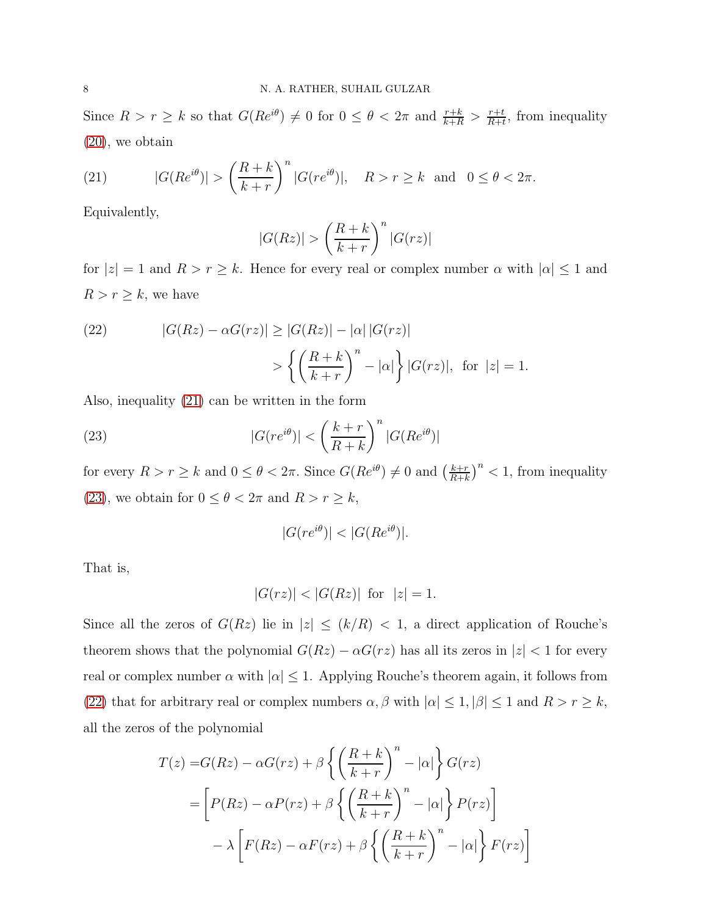Since $R > r \geq k$ so that $G(Re^{i\theta}) \neq 0$ for $0 \leq \theta < 2\pi$ and $\frac{r+k}{k+R} > \frac{r+t}{R+t}$, from inequality (20), we obtain

$$|G(Re^{i\theta})| > \left(\frac{R+k}{k+r}\right)^n |G(re^{i\theta})|, \quad R > r \geq k \text{ and } 0 \leq \theta < 2\pi. \tag{21}$$

Equivalently,

$$|G(Rz)| > \left(\frac{R+k}{k+r}\right)^n |G(rz)|$$

for $|z| = 1$ and $R > r \geq k$. Hence for every real or complex number $\alpha$ with $|\alpha| \leq 1$ and $R > r \geq k$, we have

$$\begin{aligned} |G(Rz) - \alpha G(rz)| &\geq |G(Rz)| - |\alpha|\,|G(rz)| \\ &> \left\{\left(\frac{R+k}{k+r}\right)^n - |\alpha|\right\} |G(rz)|, \text{ for } |z| = 1. \end{aligned} \tag{22}$$

Also, inequality (21) can be written in the form

$$|G(re^{i\theta})| < \left(\frac{k+r}{R+k}\right)^n |G(Re^{i\theta})| \tag{23}$$

for every $R > r \geq k$ and $0 \leq \theta < 2\pi$. Since $G(Re^{i\theta}) \neq 0$ and $\left(\frac{k+r}{R+k}\right)^n < 1$, from inequality (23), we obtain for $0 \leq \theta < 2\pi$ and $R > r \geq k$,

$$|G(re^{i\theta})| < |G(Re^{i\theta})|.$$

That is,

$$|G(rz)| < |G(Rz)| \text{ for } |z| = 1.$$

Since all the zeros of $G(Rz)$ lie in $|z| \leq (k/R) < 1$, a direct application of Rouche's theorem shows that the polynomial $G(Rz) - \alpha G(rz)$ has all its zeros in $|z| < 1$ for every real or complex number $\alpha$ with $|\alpha| \leq 1$. Applying Rouche's theorem again, it follows from (22) that for arbitrary real or complex numbers $\alpha, \beta$ with $|\alpha| \leq 1, |\beta| \leq 1$ and $R > r \geq k$, all the zeros of the polynomial

$$\begin{aligned} T(z) =& G(Rz) - \alpha G(rz) + \beta\left\{\left(\frac{R+k}{k+r}\right)^n - |\alpha|\right\} G(rz) \\ =& \left[P(Rz) - \alpha P(rz) + \beta\left\{\left(\frac{R+k}{k+r}\right)^n - |\alpha|\right\} P(rz)\right] \\ &- \lambda\left[F(Rz) - \alpha F(rz) + \beta\left\{\left(\frac{R+k}{k+r}\right)^n - |\alpha|\right\} F(rz)\right] \end{aligned}$$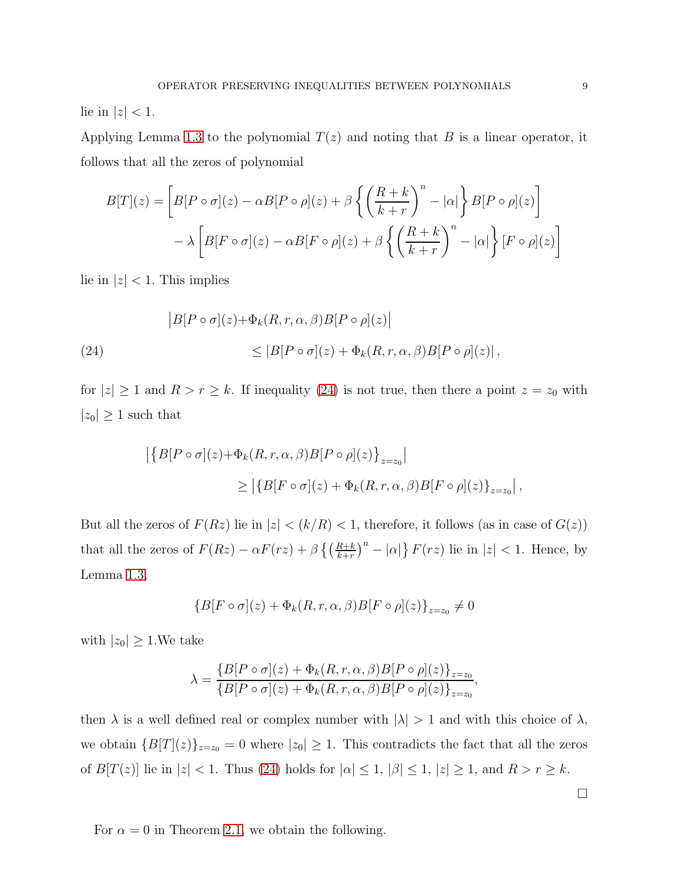lie in $|z| < 1$.

Applying Lemma 1.3 to the polynomial $T(z)$ and noting that $B$ is a linear operator, it follows that all the zeros of polynomial

$$B[T](z) = \left[B[P\circ\sigma](z) - \alpha B[P\circ\rho](z) + \beta\left\{\left(\frac{R+k}{k+r}\right)^n - |\alpha|\right\} B[P\circ\rho](z)\right] \\ - \lambda\left[B[F\circ\sigma](z) - \alpha B[F\circ\rho](z) + \beta\left\{\left(\frac{R+k}{k+r}\right)^n - |\alpha|\right\} [F\circ\rho](z)\right]$$

lie in $|z| < 1$. This implies

$$\begin{aligned}\big|B[P\circ\sigma](z) &+ \Phi_k(R,r,\alpha,\beta)B[P\circ\rho](z)\big| \\ &\leq |B[P\circ\sigma](z) + \Phi_k(R,r,\alpha,\beta)B[P\circ\rho](z)|,\end{aligned} \tag{24}$$

for $|z| \geq 1$ and $R > r \geq k$. If inequality (24) is not true, then there a point $z = z_0$ with $|z_0| \geq 1$ such that

$$\begin{aligned}\big|\big\{B[P\circ\sigma](z) &+ \Phi_k(R,r,\alpha,\beta)B[P\circ\rho](z)\big\}_{z=z_0}\big| \\ &\geq \left|\{B[F\circ\sigma](z) + \Phi_k(R,r,\alpha,\beta)B[F\circ\rho](z)\}_{z=z_0}\right|,\end{aligned}$$

But all the zeros of $F(Rz)$ lie in $|z| < (k/R) < 1$, therefore, it follows (as in case of $G(z)$) that all the zeros of $F(Rz) - \alpha F(rz) + \beta\left\{\left(\frac{R+k}{k+r}\right)^n - |\alpha|\right\} F(rz)$ lie in $|z| < 1$. Hence, by Lemma 1.3,

$$\{B[F\circ\sigma](z) + \Phi_k(R,r,\alpha,\beta)B[F\circ\rho](z)\}_{z=z_0} \neq 0$$

with $|z_0| \geq 1$.We take

$$\lambda = \frac{\{B[P\circ\sigma](z) + \Phi_k(R,r,\alpha,\beta)B[P\circ\rho](z)\}_{z=z_0}}{\{B[P\circ\sigma](z) + \Phi_k(R,r,\alpha,\beta)B[P\circ\rho](z)\}_{z=z_0}},$$

then $\lambda$ is a well defined real or complex number with $|\lambda| > 1$ and with this choice of $\lambda$, we obtain $\{B[T](z)\}_{z=z_0} = 0$ where $|z_0| \geq 1$. This contradicts the fact that all the zeros of $B[T(z)]$ lie in $|z| < 1$. Thus (24) holds for $|\alpha| \leq 1$, $|\beta| \leq 1$, $|z| \geq 1$, and $R > r \geq k$.

□

For $\alpha = 0$ in Theorem 2.1, we obtain the following.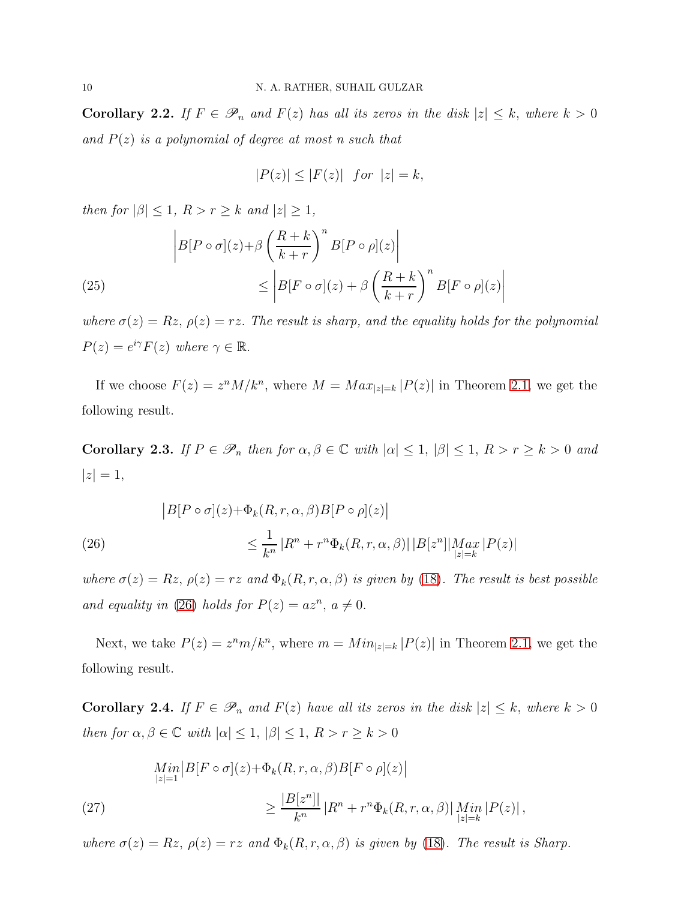**Corollary 2.2.** *If $F \in \mathscr{P}_n$ and $F(z)$ has all its zeros in the disk $|z| \leq k$, where $k > 0$ and $P(z)$ is a polynomial of degree at most $n$ such that*

$$|P(z)| \leq |F(z)| \quad for \ \ |z| = k,$$

*then for $|\beta| \leq 1$, $R > r \geq k$ and $|z| \geq 1$,*

$$\begin{aligned} \left| B[P \circ \sigma](z) + \beta \left( \frac{R+k}{k+r} \right)^n B[P \circ \rho](z) \right| \\ \leq \left| B[F \circ \sigma](z) + \beta \left( \frac{R+k}{k+r} \right)^n B[F \circ \rho](z) \right| \end{aligned} \tag{25}$$

*where $\sigma(z) = Rz$, $\rho(z) = rz$. The result is sharp, and the equality holds for the polynomial $P(z) = e^{i\gamma} F(z)$ where $\gamma \in \mathbb{R}$.*

If we choose $F(z) = z^n M/k^n$, where $M = Max_{|z|=k} |P(z)|$ in Theorem 2.1, we get the following result.

**Corollary 2.3.** *If $P \in \mathscr{P}_n$ then for $\alpha, \beta \in \mathbb{C}$ with $|\alpha| \leq 1$, $|\beta| \leq 1$, $R > r \geq k > 0$ and $|z| = 1$,*

$$\begin{aligned} \left| B[P \circ \sigma](z) + \Phi_k(R, r, \alpha, \beta) B[P \circ \rho](z) \right| \\ \leq \frac{1}{k^n} \left| R^n + r^n \Phi_k(R, r, \alpha, \beta) \right| |B[z^n]| \underset{|z|=k}{Max} |P(z)| \end{aligned} \tag{26}$$

*where $\sigma(z) = Rz$, $\rho(z) = rz$ and $\Phi_k(R, r, \alpha, \beta)$ is given by (18). The result is best possible and equality in (26) holds for $P(z) = az^n$, $a \neq 0$.*

Next, we take $P(z) = z^n m/k^n$, where $m = Min_{|z|=k} |P(z)|$ in Theorem 2.1, we get the following result.

**Corollary 2.4.** *If $F \in \mathscr{P}_n$ and $F(z)$ have all its zeros in the disk $|z| \leq k$, where $k > 0$ then for $\alpha, \beta \in \mathbb{C}$ with $|\alpha| \leq 1$, $|\beta| \leq 1$, $R > r \geq k > 0$*

$$\begin{aligned} \underset{|z|=1}{Min} \left| B[F \circ \sigma](z) + \Phi_k(R, r, \alpha, \beta) B[F \circ \rho](z) \right| \\ \geq \frac{|B[z^n]|}{k^n} \left| R^n + r^n \Phi_k(R, r, \alpha, \beta) \right| \underset{|z|=k}{Min} |P(z)|, \end{aligned} \tag{27}$$

*where $\sigma(z) = Rz$, $\rho(z) = rz$ and $\Phi_k(R, r, \alpha, \beta)$ is given by (18). The result is Sharp.*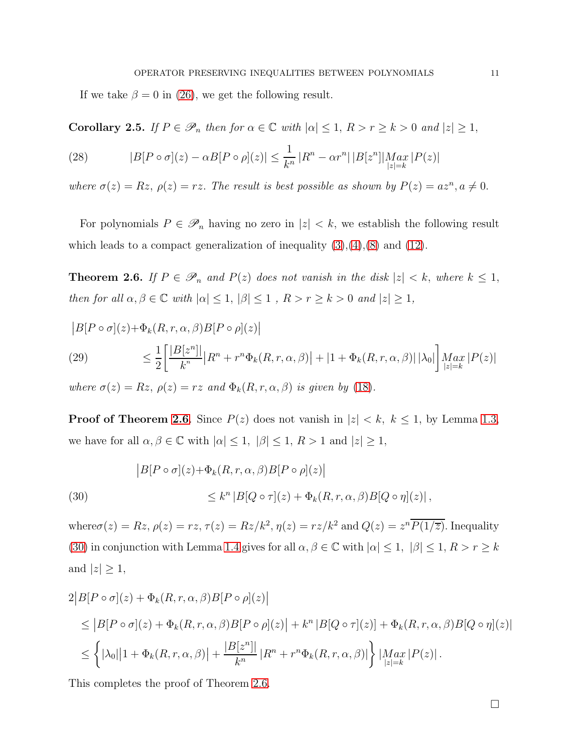If we take $\beta = 0$ in (26), we get the following result.

**Corollary 2.5.** *If $P \in \mathscr{P}_n$ then for $\alpha \in \mathbb{C}$ with $|\alpha| \leq 1$, $R > r \geq k > 0$ and $|z| \geq 1$,*

$$|B[P \circ \sigma](z) - \alpha B[P \circ \rho](z)| \leq \frac{1}{k^n} |R^n - \alpha r^n| \, |B[z^n]| \underset{|z|=k}{Max} |P(z)| \tag{28}$$

*where $\sigma(z) = Rz$, $\rho(z) = rz$. The result is best possible as shown by $P(z) = az^n, a \neq 0$.*

For polynomials $P \in \mathscr{P}_n$ having no zero in $|z| < k$, we establish the following result which leads to a compact generalization of inequality (3),(4),(8) and (12).

**Theorem 2.6.** *If $P \in \mathscr{P}_n$ and $P(z)$ does not vanish in the disk $|z| < k$, where $k \leq 1$, then for all $\alpha, \beta \in \mathbb{C}$ with $|\alpha| \leq 1$, $|\beta| \leq 1$ , $R > r \geq k > 0$ and $|z| \geq 1$,*

$$\begin{aligned}
\big|B[P \circ \sigma](z) &+ \Phi_k(R, r, \alpha, \beta) B[P \circ \rho](z)\big| \\
&\leq \frac{1}{2}\left[\frac{|B[z^n]|}{k^n}\big|R^n + r^n \Phi_k(R, r, \alpha, \beta)\big| + |1 + \Phi_k(R, r, \alpha, \beta)| \, |\lambda_0|\right] \underset{|z|=k}{Max} |P(z)|
\end{aligned} \tag{29}$$

*where $\sigma(z) = Rz$, $\rho(z) = rz$ and $\Phi_k(R, r, \alpha, \beta)$ is given by (18).*

**Proof of Theorem 2.6.** Since $P(z)$ does not vanish in $|z| < k$, $k \leq 1$, by Lemma 1.3, we have for all $\alpha, \beta \in \mathbb{C}$ with $|\alpha| \leq 1$, $|\beta| \leq 1$, $R > 1$ and $|z| \geq 1$,

$$\begin{aligned}
\big|B[P \circ \sigma](z) &+ \Phi_k(R, r, \alpha, \beta) B[P \circ \rho](z)\big| \\
&\leq k^n \left|B[Q \circ \tau](z) + \Phi_k(R, r, \alpha, \beta) B[Q \circ \eta](z)\right|,
\end{aligned} \tag{30}$$

where $\sigma(z) = Rz$, $\rho(z) = rz$, $\tau(z) = Rz/k^2$, $\eta(z) = rz/k^2$ and $Q(z) = z^n \overline{P(1/\overline{z})}$. Inequality (30) in conjunction with Lemma 1.4 gives for all $\alpha, \beta \in \mathbb{C}$ with $|\alpha| \leq 1$, $|\beta| \leq 1$, $R > r \geq k$ and $|z| \geq 1$,

$$\begin{aligned}
2\big|B[P \circ \sigma](z) &+ \Phi_k(R, r, \alpha, \beta) B[P \circ \rho](z)\big| \\
&\leq \big|B[P \circ \sigma](z) + \Phi_k(R, r, \alpha, \beta) B[P \circ \rho](z)\big| + k^n \left|B[Q \circ \tau](z)] + \Phi_k(R, r, \alpha, \beta) B[Q \circ \eta](z)\right| \\
&\leq \left\{|\lambda_0|\big|1 + \Phi_k(R, r, \alpha, \beta)\big| + \frac{|B[z^n]|}{k^n} \left|R^n + r^n \Phi_k(R, r, \alpha, \beta)\right|\right\} |\underset{|z|=k}{Max} |P(z)|.
\end{aligned}$$

This completes the proof of Theorem 2.6.

□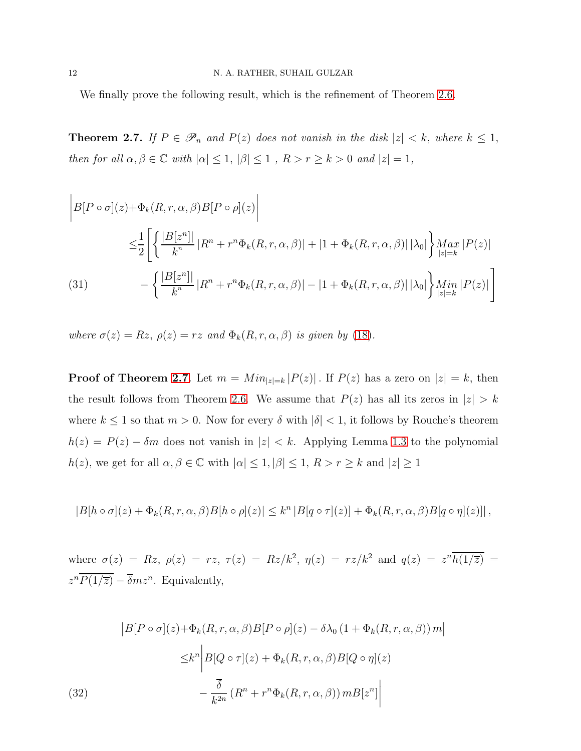We finally prove the following result, which is the refinement of Theorem 2.6.

**Theorem 2.7.** *If $P \in \mathscr{P}_n$ and $P(z)$ does not vanish in the disk $|z| < k$, where $k \leq 1$, then for all $\alpha, \beta \in \mathbb{C}$ with $|\alpha| \leq 1$, $|\beta| \leq 1$ , $R > r \geq k > 0$ and $|z| = 1$,*

$$
\begin{aligned}
\Big| B[P\circ\sigma](z) + &\Phi_k(R,r,\alpha,\beta)B[P\circ\rho](z)\Big| \\
\leq &\frac{1}{2}\Bigg[\left\{\frac{|B[z^n]|}{k^n}\left|R^n + r^n\Phi_k(R,r,\alpha,\beta)\right| + \left|1+\Phi_k(R,r,\alpha,\beta)\right||\lambda_0|\right\}\underset{|z|=k}{Max}|P(z)| \\
&-\left\{\frac{|B[z^n]|}{k^n}\left|R^n + r^n\Phi_k(R,r,\alpha,\beta)\right| - \left|1+\Phi_k(R,r,\alpha,\beta)\right||\lambda_0|\right\}\underset{|z|=k}{Min}|P(z)|\Bigg] \qquad (31)
\end{aligned}
$$

*where $\sigma(z) = Rz$, $\rho(z) = rz$ and $\Phi_k(R,r,\alpha,\beta)$ is given by (18).*

**Proof of Theorem 2.7**. Let $m = Min_{|z|=k}|P(z)|$. If $P(z)$ has a zero on $|z| = k$, then the result follows from Theorem 2.6. We assume that $P(z)$ has all its zeros in $|z| > k$ where $k \leq 1$ so that $m > 0$. Now for every $\delta$ with $|\delta| < 1$, it follows by Rouche's theorem $h(z) = P(z) - \delta m$ does not vanish in $|z| < k$. Applying Lemma 1.3 to the polynomial $h(z)$, we get for all $\alpha, \beta \in \mathbb{C}$ with $|\alpha| \leq 1, |\beta| \leq 1$, $R > r \geq k$ and $|z| \geq 1$

$$
|B[h\circ\sigma](z) + \Phi_k(R,r,\alpha,\beta)B[h\circ\rho](z)| \leq k^n\left|B[q\circ\tau](z)] + \Phi_k(R,r,\alpha,\beta)B[q\circ\eta](z)]\right|,
$$

where $\sigma(z) = Rz$, $\rho(z) = rz$, $\tau(z) = Rz/k^2$, $\eta(z) = rz/k^2$ and $q(z) = z^n\overline{h(1/\overline{z})} = z^n\overline{P(1/\overline{z})} - \overline{\delta}mz^n$. Equivalently,

$$
\begin{aligned}
\big|B[P\circ\sigma](z) + &\Phi_k(R,r,\alpha,\beta)B[P\circ\rho](z) - \delta\lambda_0\left(1+\Phi_k(R,r,\alpha,\beta)\right)m\big| \\
\leq &k^n\Bigg|B[Q\circ\tau](z) + \Phi_k(R,r,\alpha,\beta)B[Q\circ\eta](z) \\
&-\frac{\overline{\delta}}{k^{2n}}\left(R^n + r^n\Phi_k(R,r,\alpha,\beta)\right)mB[z^n]\Bigg| \qquad (32)
\end{aligned}
$$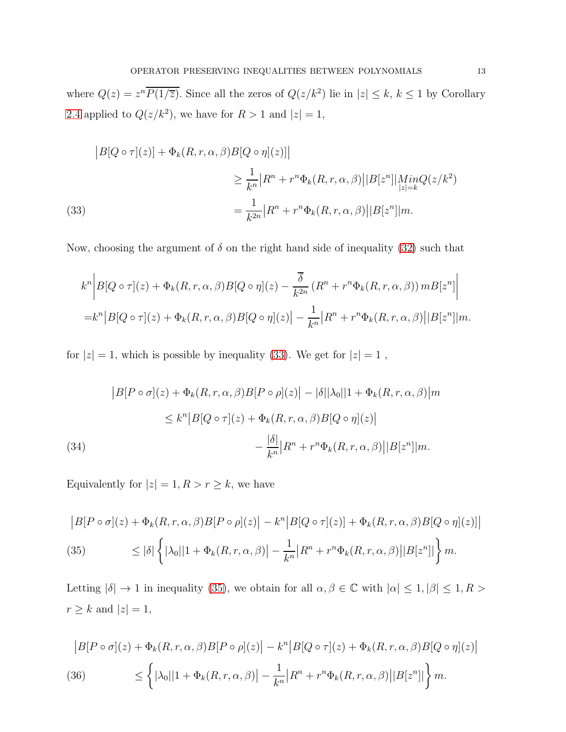where $Q(z) = z^n\overline{P(1/\overline{z})}$. Since all the zeros of $Q(z/k^2)$ lie in $|z| \leq k$, $k \leq 1$ by Corollary 2.4 applied to $Q(z/k^2)$, we have for $R > 1$ and $|z| = 1$,

$$
\begin{aligned}
\big|B[Q \circ \tau](z)] + \Phi_k(R, r, \alpha, \beta)B[Q \circ \eta](z)]\big| \\
&\geq \frac{1}{k^n}\big|R^n + r^n\Phi_k(R, r, \alpha, \beta)\big||B[z^n]|\underset{|z|=k}{Min} Q(z/k^2) \\
&= \frac{1}{k^{2n}}\big|R^n + r^n\Phi_k(R, r, \alpha, \beta)\big||B[z^n]|m. \qquad (33)
\end{aligned}
$$

Now, choosing the argument of $\delta$ on the right hand side of inequality (32) such that

$$
\begin{aligned}
&k^n\left|B[Q \circ \tau](z) + \Phi_k(R, r, \alpha, \beta)B[Q \circ \eta](z) - \frac{\overline{\delta}}{k^{2n}}\left(R^n + r^n\Phi_k(R, r, \alpha, \beta)\right)mB[z^n]\right| \\
=&k^n\big|B[Q \circ \tau](z) + \Phi_k(R, r, \alpha, \beta)B[Q \circ \eta](z)\big| - \frac{1}{k^n}\big|R^n + r^n\Phi_k(R, r, \alpha, \beta)\big||B[z^n]|m.
\end{aligned}
$$

for $|z| = 1$, which is possible by inequality (33). We get for $|z| = 1$ ,

$$
\begin{aligned}
\big|B[P \circ \sigma](z) + \Phi_k(R, r, \alpha, \beta)B[P \circ \rho](z)\big| - |\delta||\lambda_0|\big|1 + \Phi_k(R, r, \alpha, \beta)\big|m \\
\leq k^n\big|B[Q \circ \tau](z) + \Phi_k(R, r, \alpha, \beta)B[Q \circ \eta](z)\big| \\
- \frac{|\delta|}{k^n}\big|R^n + r^n\Phi_k(R, r, \alpha, \beta)\big||B[z^n]|m. \qquad (34)
\end{aligned}
$$

Equivalently for $|z| = 1, R > r \geq k$, we have

$$
\begin{aligned}
\big|B[P \circ \sigma](z) + \Phi_k(R, r, \alpha, \beta)B[P \circ \rho](z)\big| - k^n\big|B[Q \circ \tau](z)] + \Phi_k(R, r, \alpha, \beta)B[Q \circ \eta](z)]\big| \\
\leq |\delta|\left\{|\lambda_0|\big|1 + \Phi_k(R, r, \alpha, \beta)\big| - \frac{1}{k^n}\big|R^n + r^n\Phi_k(R, r, \alpha, \beta)\big||B[z^n]|\right\}m. \qquad (35)
\end{aligned}
$$

Letting $|\delta| \to 1$ in inequality (35), we obtain for all $\alpha, \beta \in \mathbb{C}$ with $|\alpha| \leq 1, |\beta| \leq 1, R > r \geq k$ and $|z| = 1$,

$$
\begin{aligned}
\big|B[P \circ \sigma](z) + \Phi_k(R, r, \alpha, \beta)B[P \circ \rho](z)\big| - k^n\big|B[Q \circ \tau](z) + \Phi_k(R, r, \alpha, \beta)B[Q \circ \eta](z)\big| \\
\leq \left\{|\lambda_0|\big|1 + \Phi_k(R, r, \alpha, \beta)\big| - \frac{1}{k^n}\big|R^n + r^n\Phi_k(R, r, \alpha, \beta)\big||B[z^n]|\right\}m. \qquad (36)
\end{aligned}
$$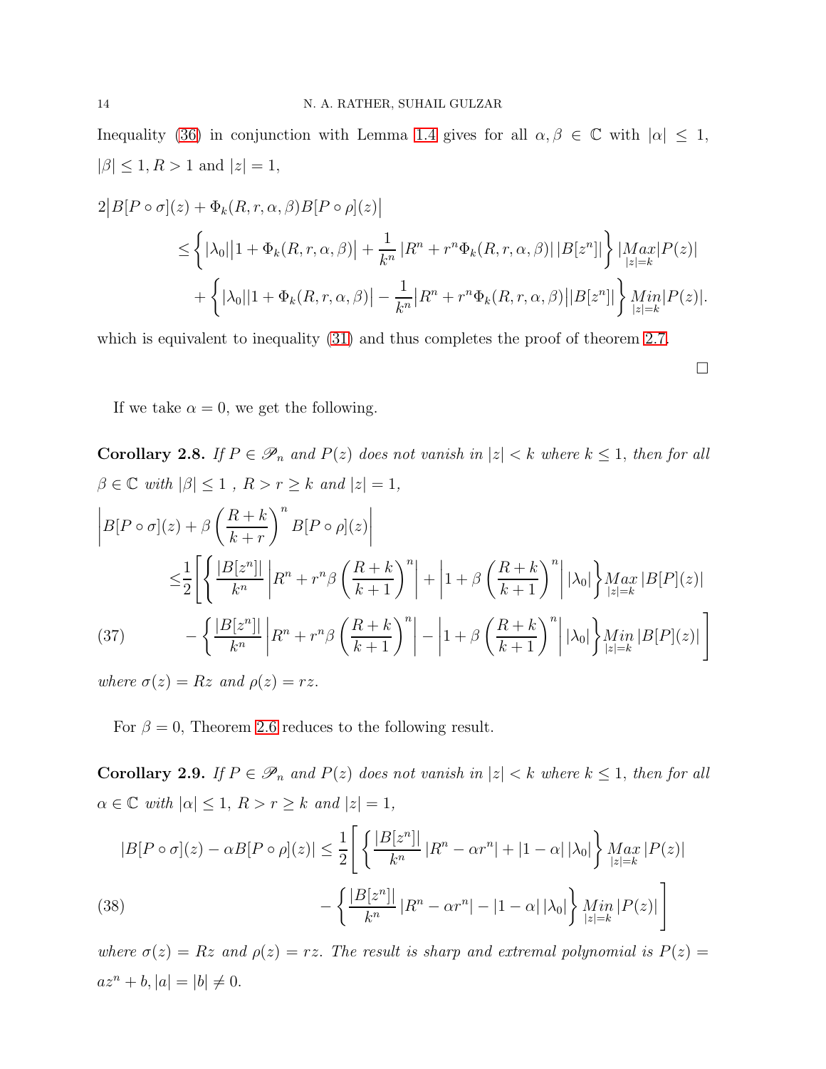Inequality (36) in conjunction with Lemma 1.4 gives for all $\alpha, \beta \in \mathbb{C}$ with $|\alpha| \leq 1$, $|\beta| \leq 1, R > 1$ and $|z| = 1$,

$$
\begin{aligned}
2\big|B[P\circ\sigma](z) + \Phi_k(R,r,\alpha,\beta)B[P\circ\rho](z)\big| \\
\leq \left\{ |\lambda_0|\big|1+\Phi_k(R,r,\alpha,\beta)\big| + \frac{1}{k^n}\left|R^n + r^n\Phi_k(R,r,\alpha,\beta)\right| |B[z^n]| \right\} |\underset{|z|=k}{Max}|P(z)| \\
+ \left\{ |\lambda_0||1+\Phi_k(R,r,\alpha,\beta)| - \frac{1}{k^n}\big|R^n + r^n\Phi_k(R,r,\alpha,\beta)\big||B[z^n]| \right\} \underset{|z|=k}{Min}|P(z)|.
\end{aligned}
$$

which is equivalent to inequality (31) and thus completes the proof of theorem 2.7.

□

If we take $\alpha = 0$, we get the following.

**Corollary 2.8.** *If $P \in \mathscr{P}_n$ and $P(z)$ does not vanish in $|z| < k$ where $k \leq 1$, then for all $\beta \in \mathbb{C}$ with $|\beta| \leq 1$ , $R > r \geq k$ and $|z| = 1$,*

$$
\begin{aligned}
&\left|B[P\circ\sigma](z) + \beta\left(\frac{R+k}{k+r}\right)^n B[P\circ\rho](z)\right| \\
&\leq \frac{1}{2}\left[\left\{\frac{|B[z^n]|}{k^n}\left|R^n + r^n\beta\left(\frac{R+k}{k+1}\right)^n\right| + \left|1+\beta\left(\frac{R+k}{k+1}\right)^n\right||\lambda_0|\right\}\underset{|z|=k}{Max}|B[P](z)|\right. \\
&\qquad \left. - \left\{\frac{|B[z^n]|}{k^n}\left|R^n + r^n\beta\left(\frac{R+k}{k+1}\right)^n\right| - \left|1+\beta\left(\frac{R+k}{k+1}\right)^n\right||\lambda_0|\right\}\underset{|z|=k}{Min}|B[P](z)|\right]
\end{aligned}
\tag{37}
$$

*where $\sigma(z) = Rz$ and $\rho(z) = rz$.*

For $\beta = 0$, Theorem 2.6 reduces to the following result.

**Corollary 2.9.** *If $P \in \mathscr{P}_n$ and $P(z)$ does not vanish in $|z| < k$ where $k \leq 1$, then for all $\alpha \in \mathbb{C}$ with $|\alpha| \leq 1$, $R > r \geq k$ and $|z| = 1$,*

$$
\begin{aligned}
|B[P\circ\sigma](z) - \alpha B[P\circ\rho](z)| \leq \frac{1}{2}\left[\left\{\frac{|B[z^n]|}{k^n}|R^n - \alpha r^n| + |1-\alpha||\lambda_0|\right\}\underset{|z|=k}{Max}|P(z)|\right. \\
\left. - \left\{\frac{|B[z^n]|}{k^n}|R^n - \alpha r^n| - |1-\alpha||\lambda_0|\right\}\underset{|z|=k}{Min}|P(z)|\right]
\end{aligned}
\tag{38}
$$

*where $\sigma(z) = Rz$ and $\rho(z) = rz$. The result is sharp and extremal polynomial is $P(z) = az^n + b, |a| = |b| \neq 0$.*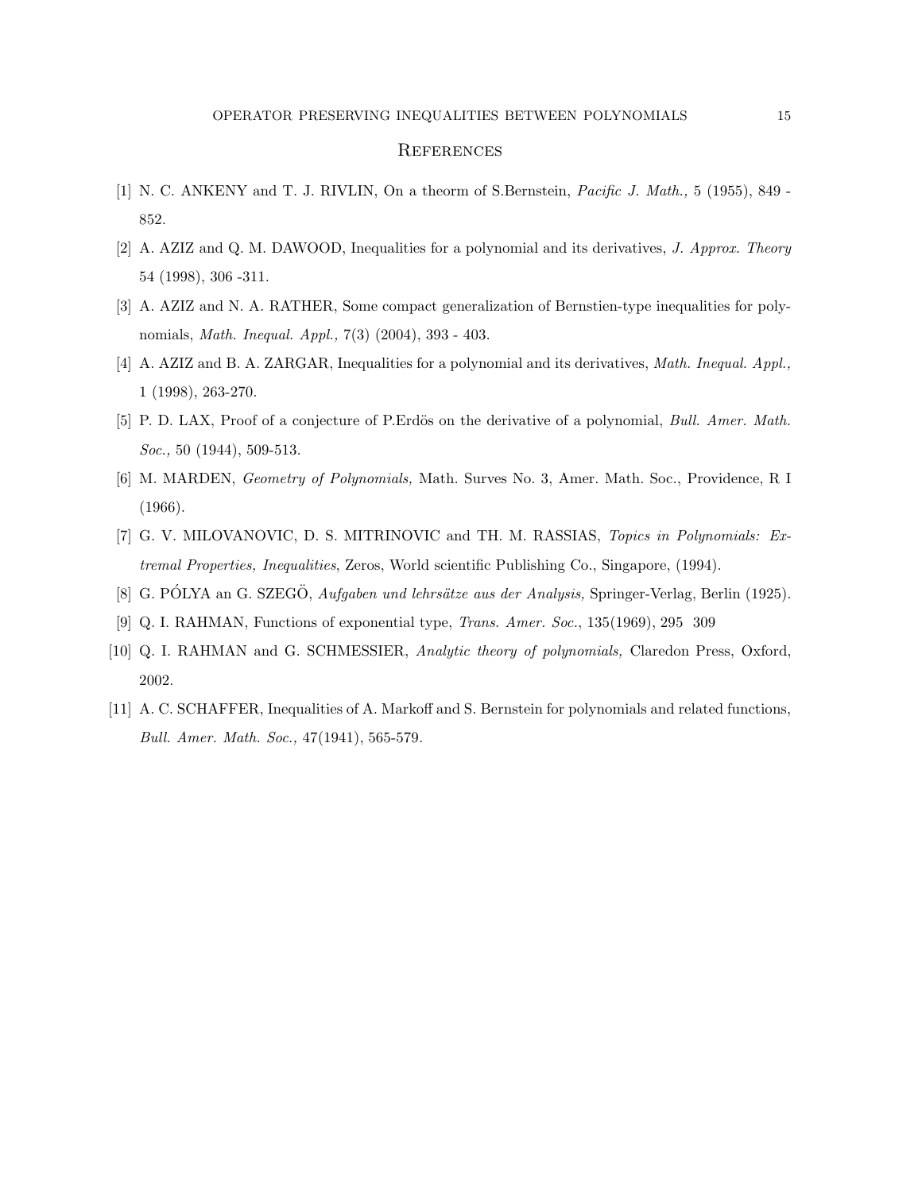## References

[1] N. C. ANKENY and T. J. RIVLIN, On a theorm of S.Bernstein, *Pacific J. Math.,* 5 (1955), 849 - 852.

[2] A. AZIZ and Q. M. DAWOOD, Inequalities for a polynomial and its derivatives, *J. Approx. Theory* 54 (1998), 306 -311.

[3] A. AZIZ and N. A. RATHER, Some compact generalization of Bernstien-type inequalities for polynomials, *Math. Inequal. Appl.,* 7(3) (2004), 393 - 403.

[4] A. AZIZ and B. A. ZARGAR, Inequalities for a polynomial and its derivatives, *Math. Inequal. Appl.,* 1 (1998), 263-270.

[5] P. D. LAX, Proof of a conjecture of P.Erdös on the derivative of a polynomial, *Bull. Amer. Math. Soc.,* 50 (1944), 509-513.

[6] M. MARDEN, *Geometry of Polynomials,* Math. Surves No. 3, Amer. Math. Soc., Providence, R I (1966).

[7] G. V. MILOVANOVIC, D. S. MITRINOVIC and TH. M. RASSIAS, *Topics in Polynomials: Extremal Properties, Inequalities*, Zeros, World scientific Publishing Co., Singapore, (1994).

[8] G. PÓLYA an G. SZEGÖ, *Aufgaben und lehrsätze aus der Analysis,* Springer-Verlag, Berlin (1925).

[9] Q. I. RAHMAN, Functions of exponential type, *Trans. Amer. Soc.*, 135(1969), 295 309

[10] Q. I. RAHMAN and G. SCHMESSIER, *Analytic theory of polynomials,* Claredon Press, Oxford, 2002.

[11] A. C. SCHAFFER, Inequalities of A. Markoff and S. Bernstein for polynomials and related functions, *Bull. Amer. Math. Soc.,* 47(1941), 565-579.